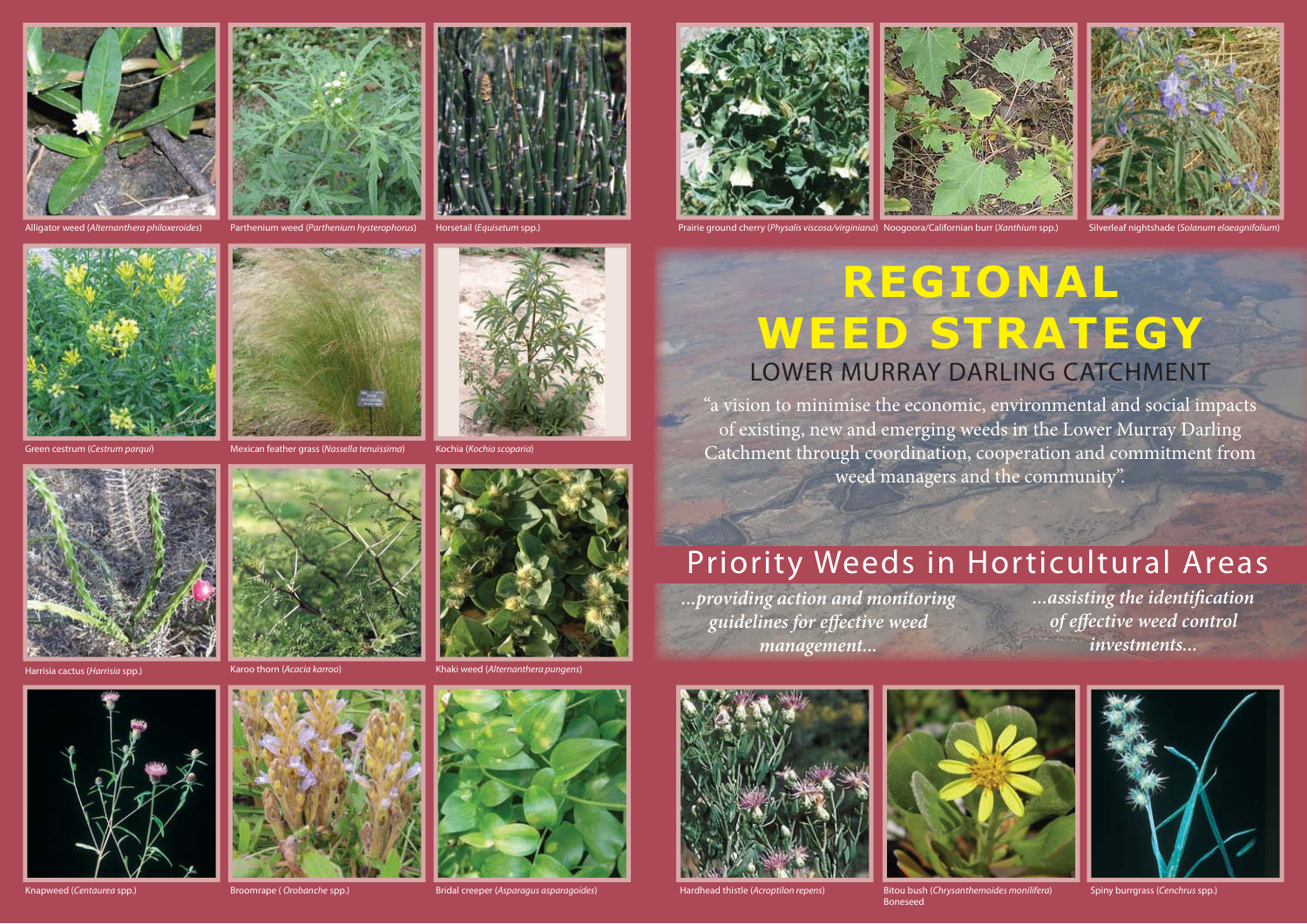Alligator weed (*Alternanthera philoxeroides*)

Parthenium weed (*Parthenium hysterophorus*)

Horsetail (*Equisetum* spp.)

Prairie ground cherry (*Physalis viscosa/virginiana*)

Noogoora/Californian burr (*Xanthium* spp.)

Silverleaf nightshade (*Solanum elaeagnifolium*)

# REGIONAL WEED STRATEGY

## LOWER MURRAY DARLING CATCHMENT

"a vision to minimise the economic, environmental and social impacts of existing, new and emerging weeds in the Lower Murray Darling Catchment through coordination, cooperation and commitment from weed managers and the community".

## Priority Weeds in Horticultural Areas

*...providing action and monitoring guidelines for effective weed management...*

*...assisting the identification of effective weed control investments...*

Green cestrum (*Cestrum parqui*)

Mexican feather grass (*Nassella tenuissima*)

Kochia (*Kochia scoparia*)

Harrisia cactus (*Harrisia* spp.)

Karoo thorn (*Acacia karroo*)

Khaki weed (*Alternanthera pungens*)

Knapweed (*Centaurea* spp.)

Broomrape ( *Orobanche* spp.)

Bridal creeper (*Asparagus asparagoides*)

Hardhead thistle (*Acroptilon repens*)

Bitou bush (*Chrysanthemoides monilifera*) Boneseed

Spiny burrgrass (*Cenchrus* spp.)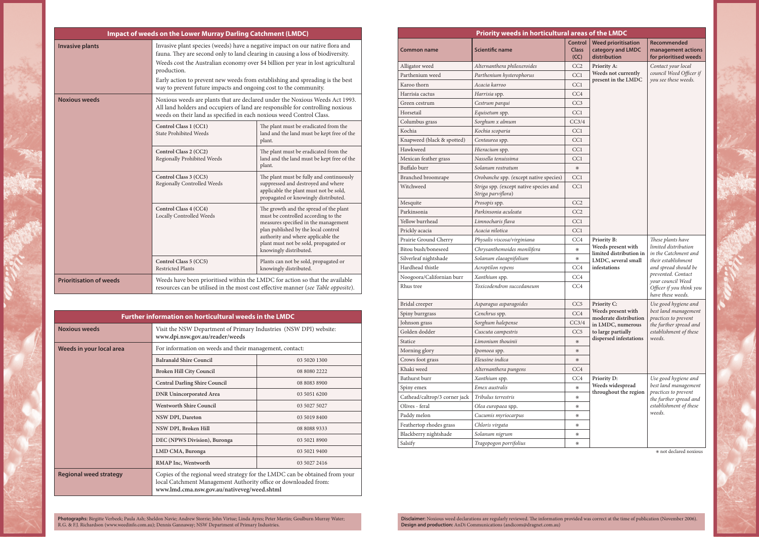## Impact of weeds on the Lower Murray Darling Catchment (LMDC)

| | | |
|---|---|---|
| **Invasive plants** | Invasive plant species (weeds) have a negative impact on our native flora and fauna. They are second only to land clearing in causing a loss of biodiversity. Weeds cost the Australian economy over $4 billion per year in lost agricultural production. Early action to prevent new weeds from establishing and spreading is the best way to prevent future impacts and ongoing cost to the community. | |
| **Noxious weeds** | Noxious weeds are plants that are declared under the Noxious Weeds Act 1993. All land holders and occupiers of land are responsible for controlling noxious weeds on their land as specified in each noxious weed Control Class. | |
| | Control Class 1 (CC1) State Prohibited Weeds | The plant must be eradicated from the land and the land must be kept free of the plant. |
| | Control Class 2 (CC2) Regionally Prohibited Weeds | The plant must be eradicated from the land and the land must be kept free of the plant. |
| | Control Class 3 (CC3) Regionally Controlled Weeds | The plant must be fully and continuously suppressed and destroyed and where applicable the plant must not be sold, propagated or knowingly distributed. |
| | Control Class 4 (CC4) Locally Controlled Weeds | The growth and the spread of the plant must be controlled according to the measures specified in the management plan published by the local control authority and where applicable the plant must not be sold, propagated or knowingly distributed. |
| | Control Class 5 (CC5) Restricted Plants | Plants can not be sold, propagated or knowingly distributed. |
| **Prioritisation of weeds** | Weeds have been prioritised within the LMDC for action so that the available resources can be utilised in the most cost effective manner (*see Table opposite*). | |

## Further information on horticultural weeds in the LMDC

| | | |
|---|---|---|
| **Noxious weeds** | Visit the NSW Department of Primary Industries (NSW DPI) website: **www.dpi.nsw.gov.au/reader/weeds** | |
| **Weeds in your local area** | For information on weeds and their management, contact: | |
| | **Balranald Shire Council** | 03 5020 1300 |
| | **Broken Hill City Council** | 08 8080 2222 |
| | **Central Darling Shire Council** | 08 8083 8900 |
| | **DNR Unincorporated Area** | 03 5051 6200 |
| | **Wentworth Shire Council** | 03 5027 5027 |
| | **NSW DPI, Dareton** | 03 5019 8400 |
| | **NSW DPI, Broken Hill** | 08 8088 9333 |
| | **DEC (NPWS Division), Buronga** | 03 5021 8900 |
| | **LMD CMA, Buronga** | 03 5021 9400 |
| | **RMAP Inc, Wentworth** | 03 5027 2416 |
| **Regional weed strategy** | Copies of the regional weed strategy for the LMDC can be obtained from your local Catchment Management Authority office or downloaded from: **www.lmd.cma.nsw.gov.au/nativeveg/weed.shtml** | |

## Priority weeds in horticultural areas of the LMDC

| Common name | Scientific name | Control Class (CC) | Weed prioritisation category and LMDC distribution | Recommended management actions for prioritised weeds |
|---|---|---|---|---|
| Alligator weed | *Alternanthera philoxeroides* | CC2 | Priority A: Weeds not currently present in the LMDC | *Contact your local council Weed Officer if you see these weeds.* |
| Parthenium weed | *Parthenium hysterophorus* | CC1 | | |
| Karoo thorn | *Acacia karroo* | CC1 | | |
| Harrisia cactus | *Harrisia* spp. | CC4 | | |
| Green cestrum | *Cestrum parqui* | CC3 | | |
| Horsetail | *Equisetum* spp. | CC1 | | |
| Columbus grass | *Sorghum x almum* | CC3/4 | | |
| Kochia | *Kochia scoparia* | CC1 | | |
| Knapweed (black & spotted) | *Centaurea* spp. | CC1 | | |
| Hawkweed | *Hieracium* spp. | CC1 | | |
| Mexican feather grass | *Nassella tenuissima* | CC1 | | |
| Buffalo burr | *Solanum rostratum* | * | | |
| Branched broomrape | *Orobanche* spp. (except native species) | CC1 | | |
| Witchweed | *Striga* spp. (except native species and *Striga parviflora*) | CC1 | | |
| Mesquite | *Prosopis* spp. | CC2 | | |
| Parkinsonia | *Parkinsonia aculeata* | CC2 | | |
| Yellow burrhead | *Limnocharis flava* | CC1 | | |
| Prickly acacia | *Acacia nilotica* | CC1 | | |
| Prairie Ground Cherry | *Physalis viscosa/virginiana* | CC4 | Priority B: Weeds present with limited distribution in LMDC, several small infestations | *These plants have limited distribution in the Catchment and their establishment and spread should be prevented. Contact your council Weed Officer if you think you have these weeds.* |
| Bitou bush/boneseed | *Chrysanthemoides monilifera* | * | | |
| Silverleaf nightshade | *Solanum elaeagnifolium* | * | | |
| Hardhead thistle | *Acroptilon repens* | CC4 | | |
| Noogoora/Californian burr | *Xanthium* spp. | CC4 | | |
| Rhus tree | *Toxicodendron succedaneum* | CC4 | | |
| Bridal creeper | *Asparagus asparagoides* | CC5 | Priority C: Weeds present with moderate distribution in LMDC, numerous to large partially dispersed infestations | *Use good hygiene and best land management practices to prevent the further spread and establishment of these weeds.* |
| Spiny burrgrass | *Cenchrus* spp. | CC4 | | |
| Johnson grass | *Sorghum halepense* | CC3/4 | | |
| Golden dodder | *Cuscuta campestris* | CC5 | | |
| Statice | *Limonium thouinii* | * | | |
| Morning glory | *Ipomoea* spp. | * | | |
| Crows foot grass | *Eleusine indica* | * | | |
| Khaki weed | *Alternanthera pungens* | CC4 | | |
| Bathurst burr | *Xanthium* spp. | CC4 | Priority D: Weeds widespread throughout the region | *Use good hygiene and best land management practices to prevent the further spread and establishment of these weeds.* |
| Spiny emex | *Emex australis* | * | | |
| Cathead/caltrop/3 corner jack | *Tribulus terrestris* | * | | |
| Olives - feral | *Olea europaea* spp. | * | | |
| Paddy melon | *Cucumis myriocarpus* | * | | |
| Feathertop rhodes grass | *Chloris virgata* | * | | |
| Blackberry nightshade | *Solanum nigrum* | * | | |
| Salsify | *Tragopogon porrifolius* | * | | |

* not declared noxious

**Photographs:** Birgitte Verbeek; Paula Ash; Sheldon Navie; Andrew Storrie; John Virtue; Linda Ayres; Peter Martin; Goulburn Murray Water; R.G. & F.J. Richardson (www.weedinfo.com.au); Dennis Gannaway; NSW Department of Primary Industries.

**Disclaimer:** Noxious weed declarations are regularly reviewed. The information provided was correct at the time of publication (November 2006).
**Design and production:** AnDi Communications (andicom@dragnet.com.au)